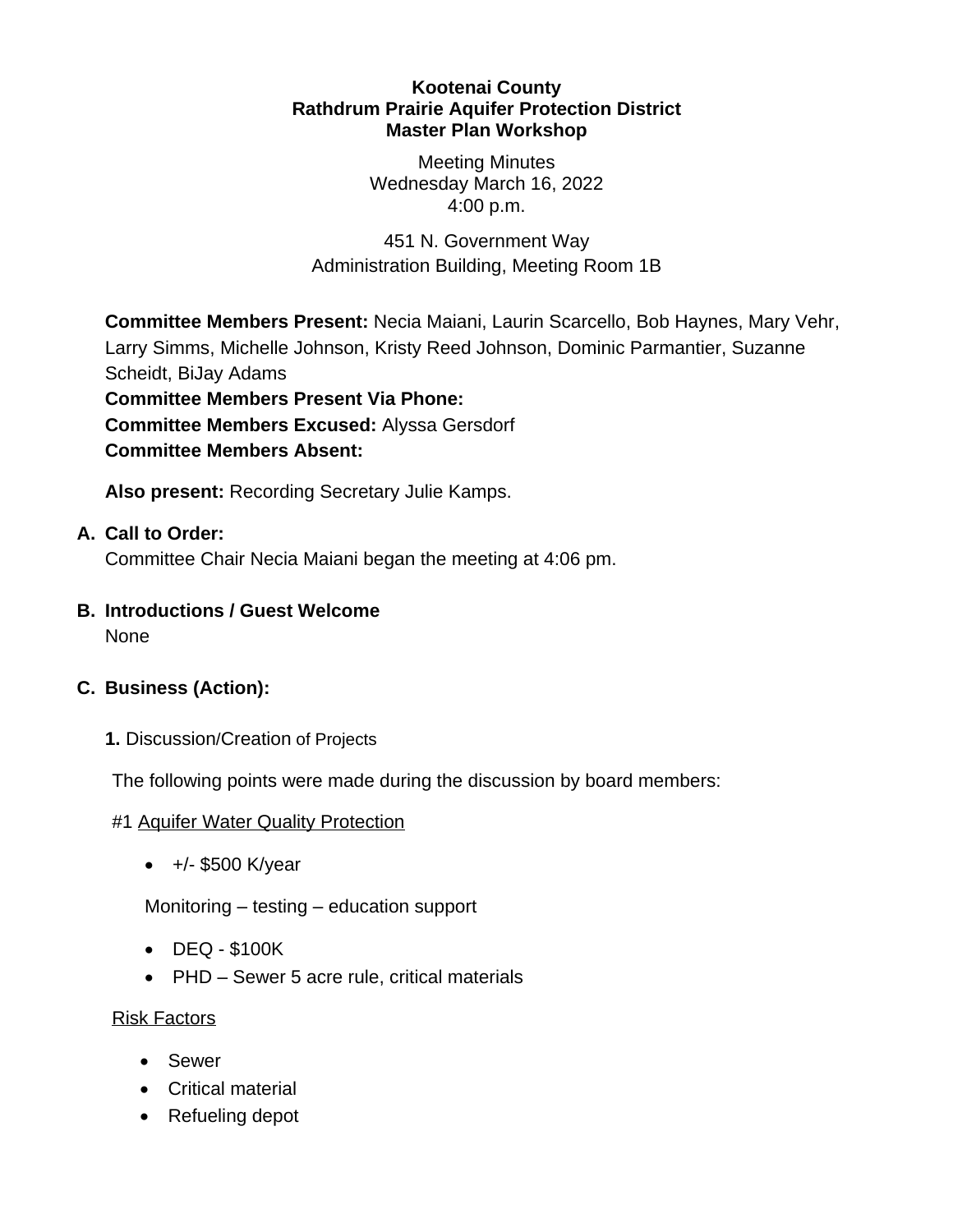**Kootenai County**
**Rathdrum Prairie Aquifer Protection District**
**Master Plan Workshop**

Meeting Minutes
Wednesday March 16, 2022
4:00 p.m.

451 N. Government Way
Administration Building, Meeting Room 1B

**Committee Members Present:** Necia Maiani, Laurin Scarcello, Bob Haynes, Mary Vehr, Larry Simms, Michelle Johnson, Kristy Reed Johnson, Dominic Parmantier, Suzanne Scheidt, BiJay Adams
**Committee Members Present Via Phone:**
**Committee Members Excused:** Alyssa Gersdorf
**Committee Members Absent:**

**Also present:** Recording Secretary Julie Kamps.

**A. Call to Order:**
Committee Chair Necia Maiani began the meeting at 4:06 pm.

**B. Introductions / Guest Welcome**
None

**C. Business (Action):**

**1.** Discussion/Creation of Projects

The following points were made during the discussion by board members:

#1 <u>Aquifer Water Quality Protection</u>

- +/- $500 K/year

Monitoring – testing – education support

- DEQ - $100K
- PHD – Sewer 5 acre rule, critical materials

<u>Risk Factors</u>

- Sewer
- Critical material
- Refueling depot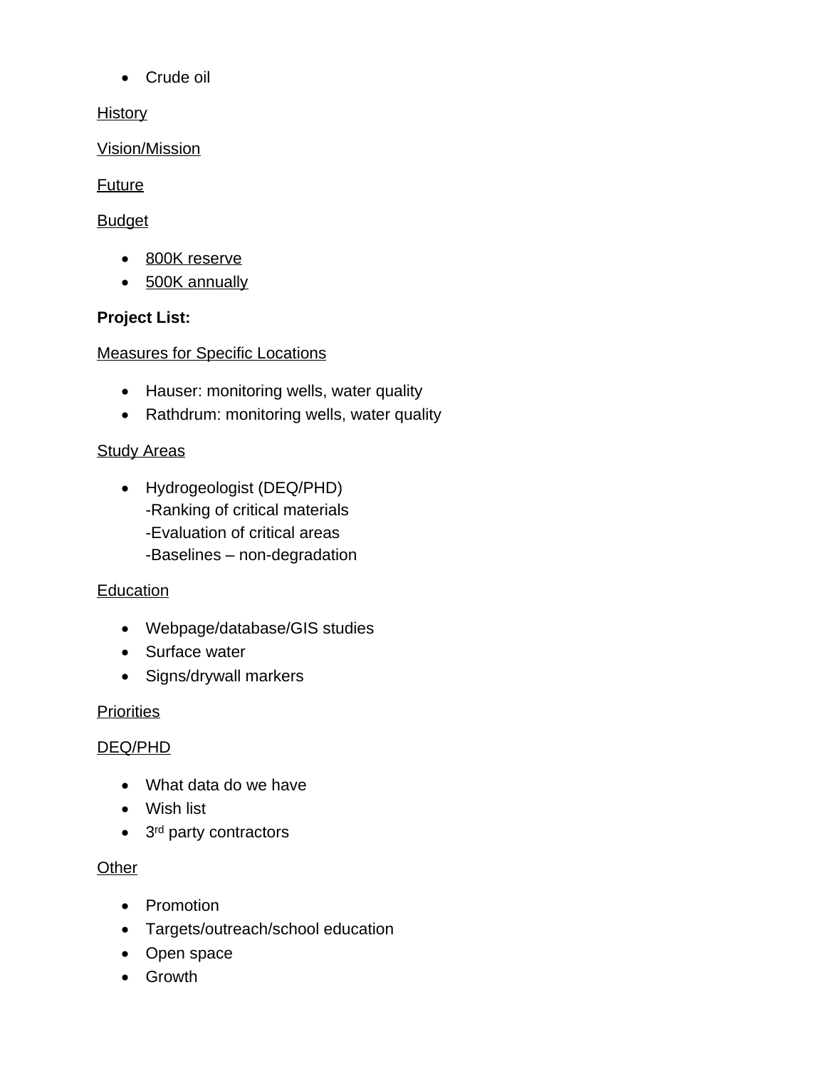- Crude oil

History

Vision/Mission

Future

Budget

- 800K reserve
- 500K annually

**Project List:**

Measures for Specific Locations

- Hauser: monitoring wells, water quality
- Rathdrum: monitoring wells, water quality

Study Areas

- Hydrogeologist (DEQ/PHD)
  -Ranking of critical materials
  -Evaluation of critical areas
  -Baselines – non-degradation

Education

- Webpage/database/GIS studies
- Surface water
- Signs/drywall markers

Priorities

DEQ/PHD

- What data do we have
- Wish list
- 3rd party contractors

Other

- Promotion
- Targets/outreach/school education
- Open space
- Growth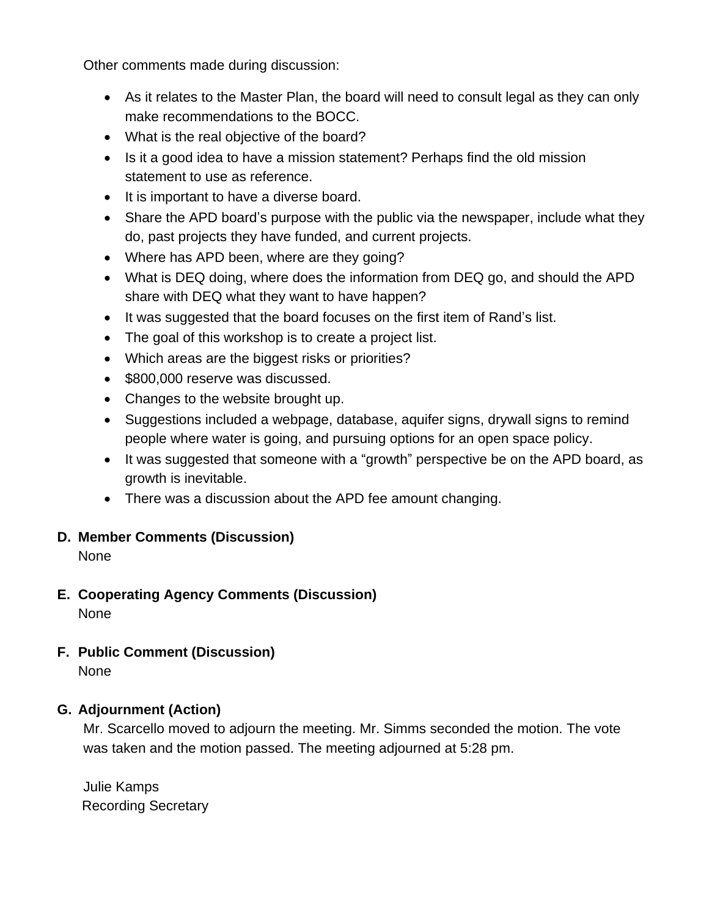Other comments made during discussion:

- As it relates to the Master Plan, the board will need to consult legal as they can only make recommendations to the BOCC.
- What is the real objective of the board?
- Is it a good idea to have a mission statement? Perhaps find the old mission statement to use as reference.
- It is important to have a diverse board.
- Share the APD board's purpose with the public via the newspaper, include what they do, past projects they have funded, and current projects.
- Where has APD been, where are they going?
- What is DEQ doing, where does the information from DEQ go, and should the APD share with DEQ what they want to have happen?
- It was suggested that the board focuses on the first item of Rand's list.
- The goal of this workshop is to create a project list.
- Which areas are the biggest risks or priorities?
- $800,000 reserve was discussed.
- Changes to the website brought up.
- Suggestions included a webpage, database, aquifer signs, drywall signs to remind people where water is going, and pursuing options for an open space policy.
- It was suggested that someone with a "growth" perspective be on the APD board, as growth is inevitable.
- There was a discussion about the APD fee amount changing.

**D. Member Comments (Discussion)**

None

**E. Cooperating Agency Comments (Discussion)**

None

**F. Public Comment (Discussion)**

None

**G. Adjournment (Action)**

Mr. Scarcello moved to adjourn the meeting. Mr. Simms seconded the motion. The vote was taken and the motion passed. The meeting adjourned at 5:28 pm.

Julie Kamps
Recording Secretary